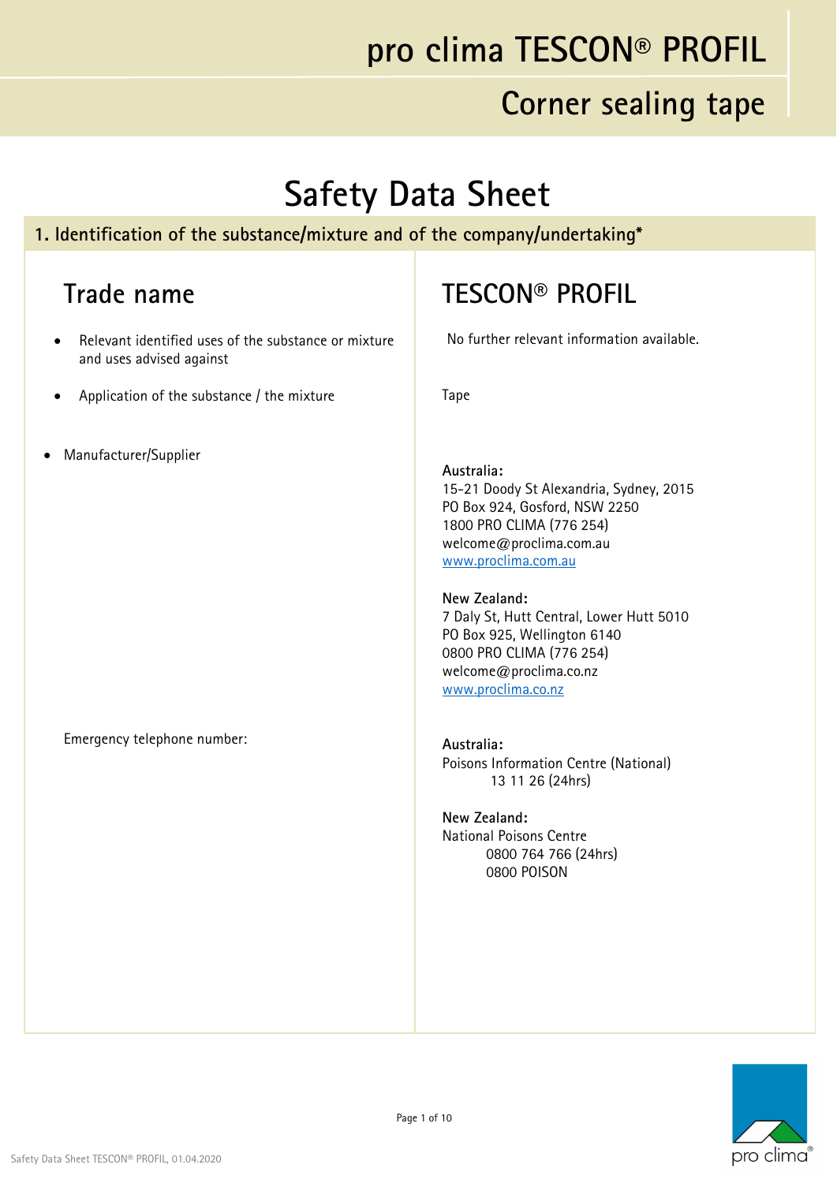# pro clima TESCON® PROFIL

## Corner sealing tape

# Safety Data Sheet

## 1. Identification of the substance/mixture and of the company/undertaking*

| Trade name | TESCON® PROFIL |
|---|---|
| • Relevant identified uses of the substance or mixture and uses advised against | No further relevant information available. |
| • Application of the substance / the mixture | Tape |
| • Manufacturer/Supplier | **Australia:**<br>15-21 Doody St Alexandria, Sydney, 2015<br>PO Box 924, Gosford, NSW 2250<br>1800 PRO CLIMA (776 254)<br>welcome@proclima.com.au<br>www.proclima.com.au<br><br>**New Zealand:**<br>7 Daly St, Hutt Central, Lower Hutt 5010<br>PO Box 925, Wellington 6140<br>0800 PRO CLIMA (776 254)<br>welcome@proclima.co.nz<br>www.proclima.co.nz |
| Emergency telephone number: | **Australia:**<br>Poisons Information Centre (National)<br>13 11 26 (24hrs)<br><br>**New Zealand:**<br>National Poisons Centre<br>0800 764 766 (24hrs)<br>0800 POISON |

Safety Data Sheet TESCON® PROFIL, 01.04.2020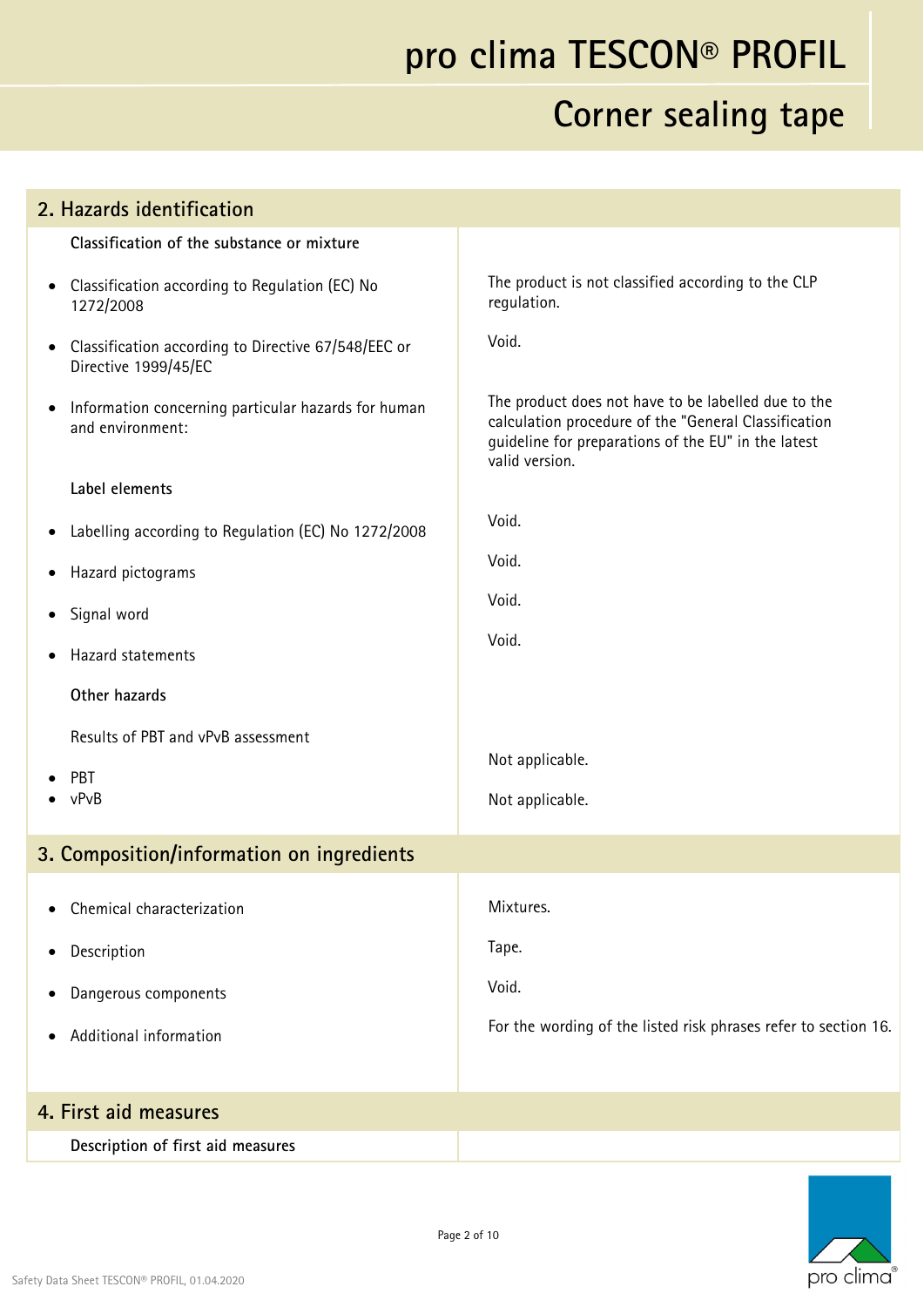## 2. Hazards identification

| | |
|---|---|
| **Classification of the substance or mixture** | |
| • Classification according to Regulation (EC) No 1272/2008 | The product is not classified according to the CLP regulation. |
| • Classification according to Directive 67/548/EEC or Directive 1999/45/EC | Void. |
| • Information concerning particular hazards for human and environment: | The product does not have to be labelled due to the calculation procedure of the "General Classification guideline for preparations of the EU" in the latest valid version. |
| **Label elements** | |
| • Labelling according to Regulation (EC) No 1272/2008 | Void. |
| • Hazard pictograms | Void. |
| • Signal word | Void. |
| • Hazard statements | Void. |
| **Other hazards** | |
| Results of PBT and vPvB assessment | |
| • PBT | Not applicable. |
| • vPvB | Not applicable. |

## 3. Composition/information on ingredients

| | |
|---|---|
| • Chemical characterization | Mixtures. |
| • Description | Tape. |
| • Dangerous components | Void. |
| • Additional information | For the wording of the listed risk phrases refer to section 16. |

## 4. First aid measures

**Description of first aid measures**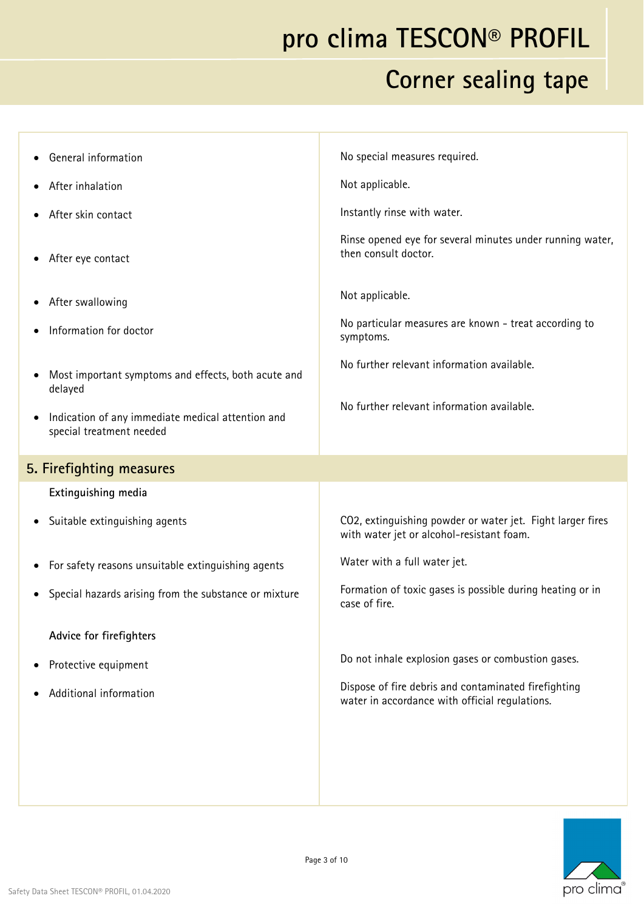| | |
|---|---|
| General information | No special measures required. |
| After inhalation | Not applicable. |
| After skin contact | Instantly rinse with water. |
| After eye contact | Rinse opened eye for several minutes under running water, then consult doctor. |
| After swallowing | Not applicable. |
| Information for doctor | No particular measures are known - treat according to symptoms. |
| Most important symptoms and effects, both acute and delayed | No further relevant information available. |
| Indication of any immediate medical attention and special treatment needed | No further relevant information available. |

## 5. Firefighting measures

**Extinguishing media**

| | |
|---|---|
| Suitable extinguishing agents | $CO_2$, extinguishing powder or water jet. Fight larger fires with water jet or alcohol-resistant foam. |
| For safety reasons unsuitable extinguishing agents | Water with a full water jet. |
| Special hazards arising from the substance or mixture | Formation of toxic gases is possible during heating or in case of fire. |

**Advice for firefighters**

| | |
|---|---|
| Protective equipment | Do not inhale explosion gases or combustion gases. |
| Additional information | Dispose of fire debris and contaminated firefighting water in accordance with official regulations. |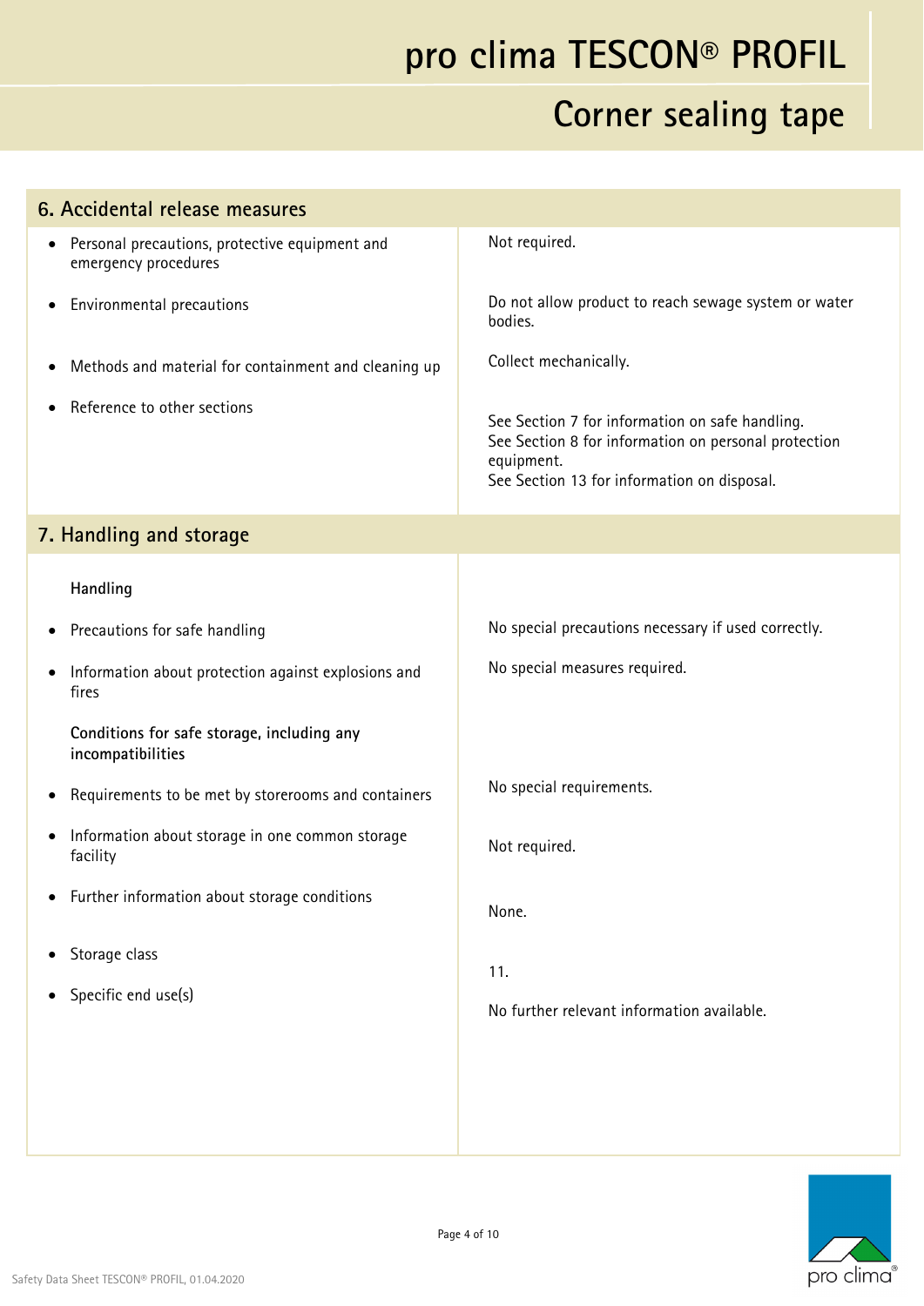## 6. Accidental release measures

| | |
|---|---|
| Personal precautions, protective equipment and emergency procedures | Not required. |
| Environmental precautions | Do not allow product to reach sewage system or water bodies. |
| Methods and material for containment and cleaning up | Collect mechanically. |
| Reference to other sections | See Section 7 for information on safe handling.<br>See Section 8 for information on personal protection equipment.<br>See Section 13 for information on disposal. |

## 7. Handling and storage

| | |
|---|---|
| **Handling** | |
| Precautions for safe handling | No special precautions necessary if used correctly. |
| Information about protection against explosions and fires | No special measures required. |
| **Conditions for safe storage, including any incompatibilities** | |
| Requirements to be met by storerooms and containers | No special requirements. |
| Information about storage in one common storage facility | Not required. |
| Further information about storage conditions | None. |
| Storage class | 11. |
| Specific end use(s) | No further relevant information available. |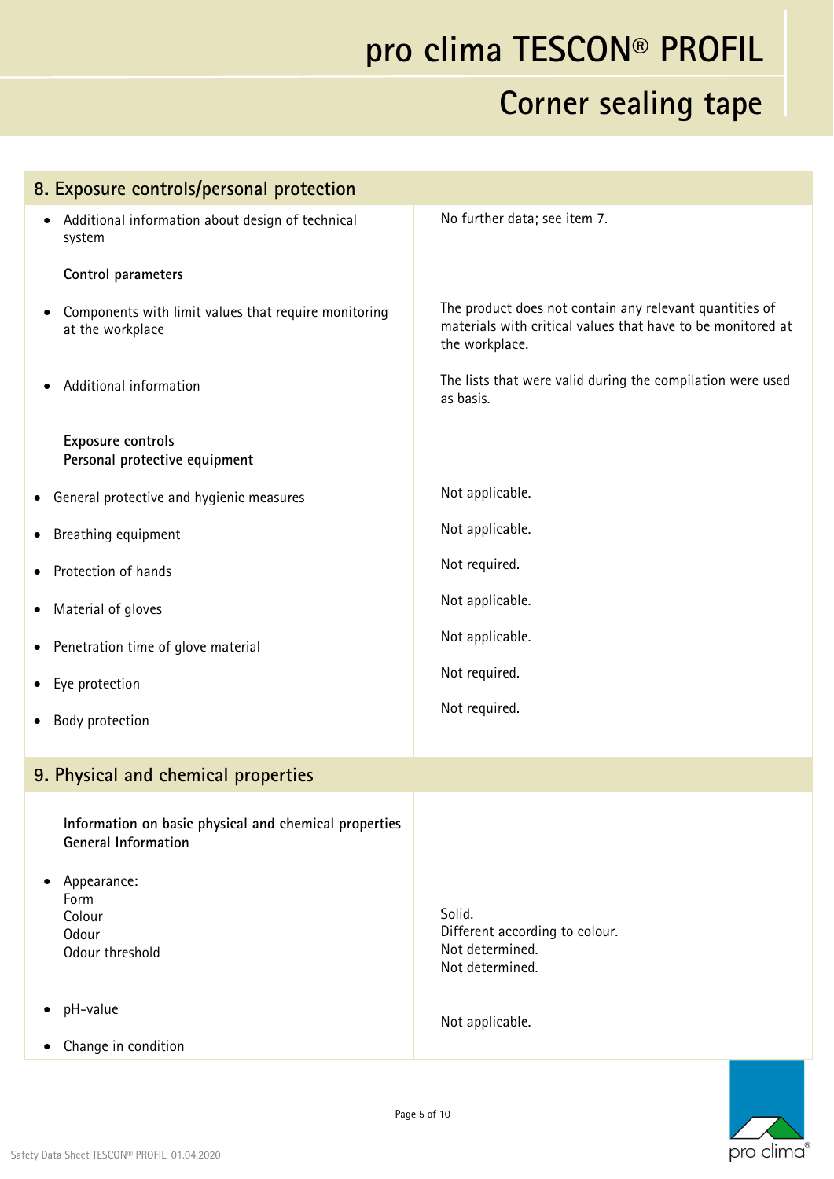## 8. Exposure controls/personal protection

| | |
|---|---|
| • Additional information about design of technical system | No further data; see item 7. |
| **Control parameters** | |
| • Components with limit values that require monitoring at the workplace | The product does not contain any relevant quantities of materials with critical values that have to be monitored at the workplace. |
| • Additional information | The lists that were valid during the compilation were used as basis. |
| **Exposure controls** **Personal protective equipment** | |
| • General protective and hygienic measures | Not applicable. |
| • Breathing equipment | Not applicable. |
| • Protection of hands | Not required. |
| • Material of gloves | Not applicable. |
| • Penetration time of glove material | Not applicable. |
| • Eye protection | Not required. |
| • Body protection | Not required. |

## 9. Physical and chemical properties

| | |
|---|---|
| **Information on basic physical and chemical properties** **General Information** | |
| • Appearance: | |
| Form | Solid. |
| Colour | Different according to colour. |
| Odour | Not determined. |
| Odour threshold | Not determined. |
| • pH-value | Not applicable. |
| • Change in condition | |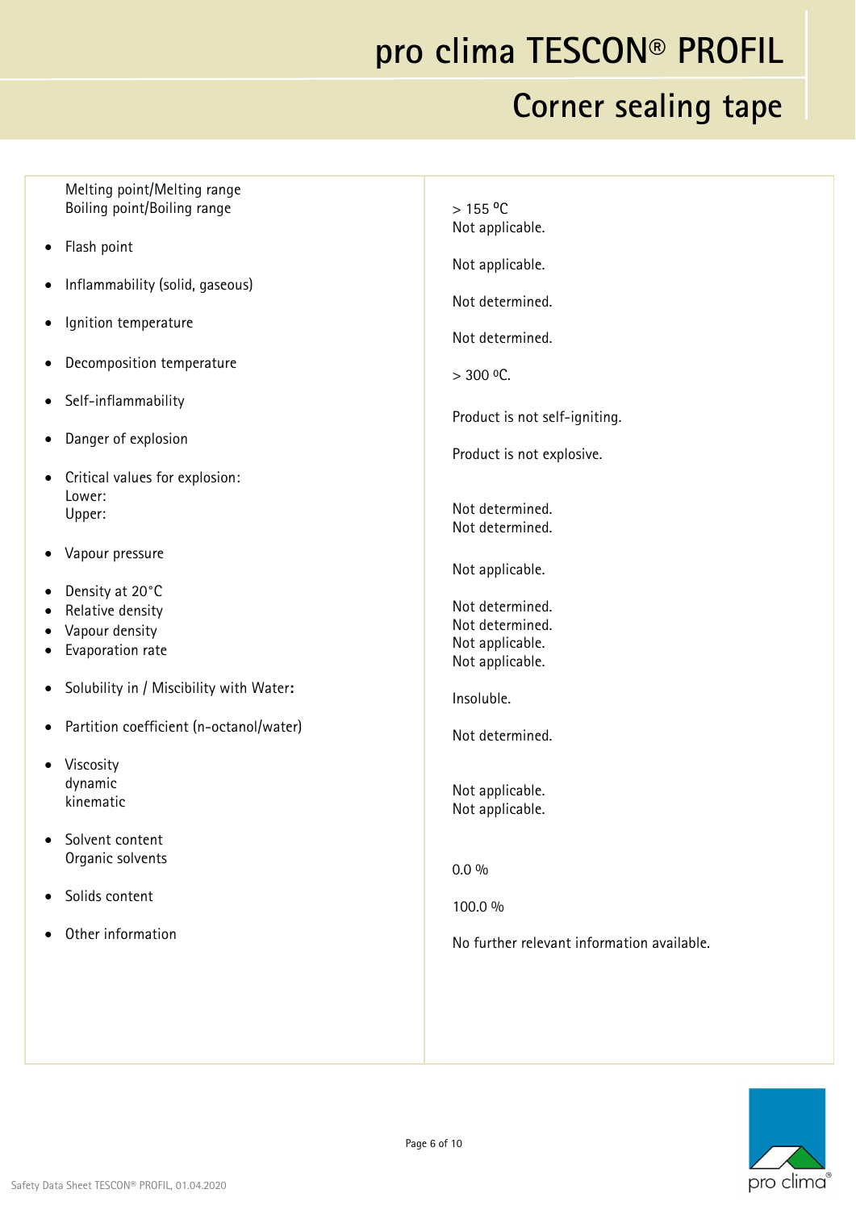| Property | Value |
|---|---|
| Melting point/Melting range | > 155 °C |
| Boiling point/Boiling range | Not applicable. |
| • Flash point | Not applicable. |
| • Inflammability (solid, gaseous) | Not determined. |
| • Ignition temperature | Not determined. |
| • Decomposition temperature | > 300 °C. |
| • Self-inflammability | Product is not self-igniting. |
| • Danger of explosion | Product is not explosive. |
| • Critical values for explosion: | |
| Lower: | Not determined. |
| Upper: | Not determined. |
| • Vapour pressure | Not applicable. |
| • Density at 20°C | Not determined. |
| • Relative density | Not determined. |
| • Vapour density | Not applicable. |
| • Evaporation rate | Not applicable. |
| • Solubility in / Miscibility with Water: | Insoluble. |
| • Partition coefficient (n-octanol/water) | Not determined. |
| • Viscosity | |
| dynamic | Not applicable. |
| kinematic | Not applicable. |
| • Solvent content | |
| Organic solvents | 0.0 % |
| • Solids content | 100.0 % |
| • Other information | No further relevant information available. |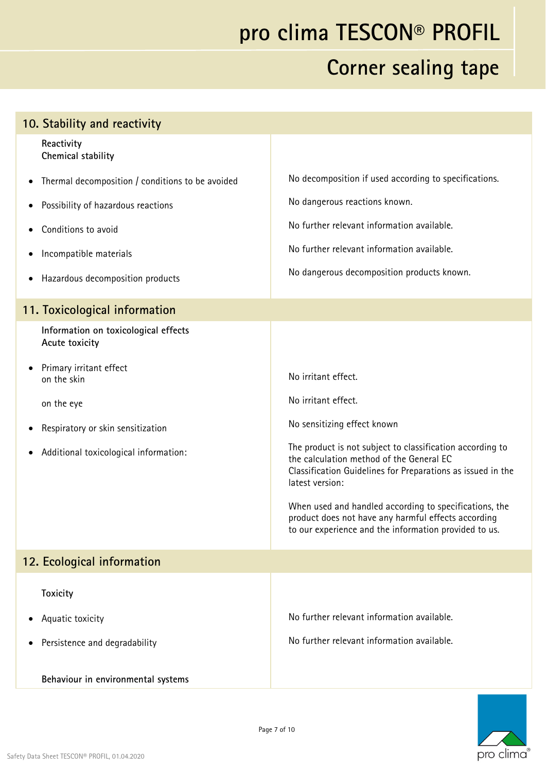## 10. Stability and reactivity

**Reactivity**
**Chemical stability**

| | |
|---|---|
| • Thermal decomposition / conditions to be avoided | No decomposition if used according to specifications. |
| • Possibility of hazardous reactions | No dangerous reactions known. |
| • Conditions to avoid | No further relevant information available. |
| • Incompatible materials | No further relevant information available. |
| • Hazardous decomposition products | No dangerous decomposition products known. |

## 11. Toxicological information

**Information on toxicological effects**
**Acute toxicity**

| | |
|---|---|
| • Primary irritant effect on the skin | No irritant effect. |
| on the eye | No irritant effect. |
| • Respiratory or skin sensitization | No sensitizing effect known |
| • Additional toxicological information: | The product is not subject to classification according to the calculation method of the General EC Classification Guidelines for Preparations as issued in the latest version:<br><br>When used and handled according to specifications, the product does not have any harmful effects according to our experience and the information provided to us. |

## 12. Ecological information

**Toxicity**

| | |
|---|---|
| • Aquatic toxicity | No further relevant information available. |
| • Persistence and degradability | No further relevant information available. |

**Behaviour in environmental systems**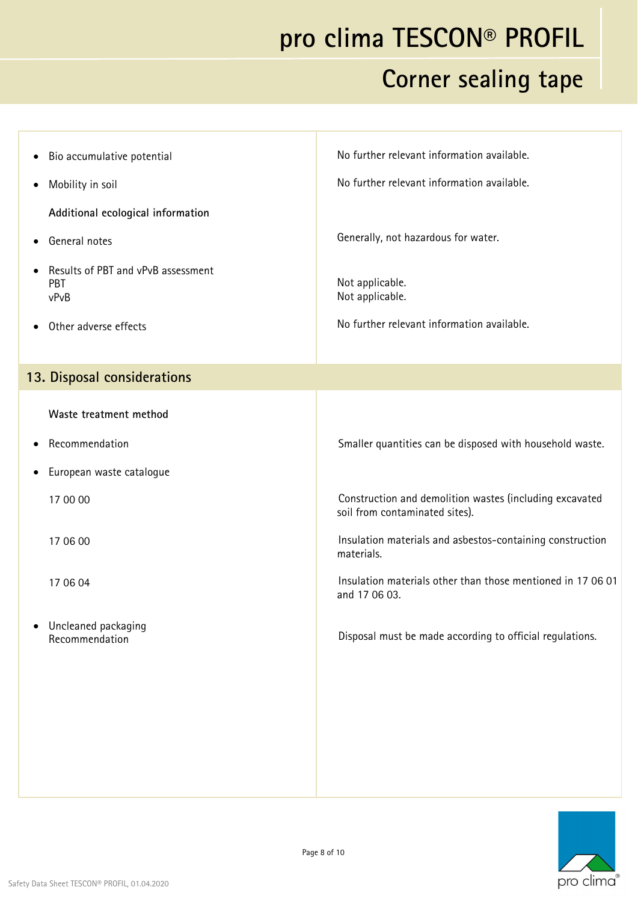| | |
|---|---|
| • Bio accumulative potential | No further relevant information available. |
| • Mobility in soil | No further relevant information available. |
| **Additional ecological information** | |
| • General notes | Generally, not hazardous for water. |
| • Results of PBT and vPvB assessment | |
| PBT | Not applicable. |
| vPvB | Not applicable. |
| • Other adverse effects | No further relevant information available. |

## 13. Disposal considerations

| | |
|---|---|
| **Waste treatment method** | |
| • Recommendation | Smaller quantities can be disposed with household waste. |
| • European waste catalogue | |
| 17 00 00 | Construction and demolition wastes (including excavated soil from contaminated sites). |
| 17 06 00 | Insulation materials and asbestos-containing construction materials. |
| 17 06 04 | Insulation materials other than those mentioned in 17 06 01 and 17 06 03. |
| • Uncleaned packaging Recommendation | Disposal must be made according to official regulations. |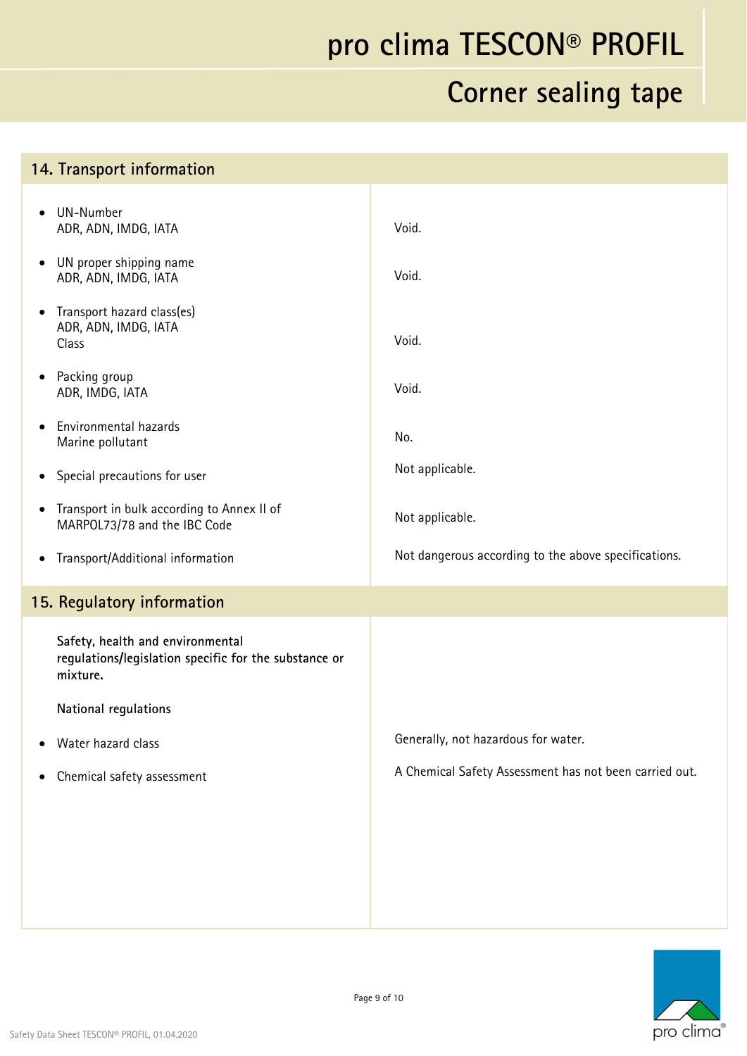## 14. Transport information

| | |
|---|---|
| • UN-Number<br>ADR, ADN, IMDG, IATA | Void. |
| • UN proper shipping name<br>ADR, ADN, IMDG, IATA | Void. |
| • Transport hazard class(es)<br>ADR, ADN, IMDG, IATA<br>Class | Void. |
| • Packing group<br>ADR, IMDG, IATA | Void. |
| • Environmental hazards<br>Marine pollutant | No. |
| • Special precautions for user | Not applicable. |
| • Transport in bulk according to Annex II of MARPOL73/78 and the IBC Code | Not applicable. |
| • Transport/Additional information | Not dangerous according to the above specifications. |

## 15. Regulatory information

**Safety, health and environmental regulations/legislation specific for the substance or mixture.**

**National regulations**

| | |
|---|---|
| • Water hazard class | Generally, not hazardous for water. |
| • Chemical safety assessment | A Chemical Safety Assessment has not been carried out. |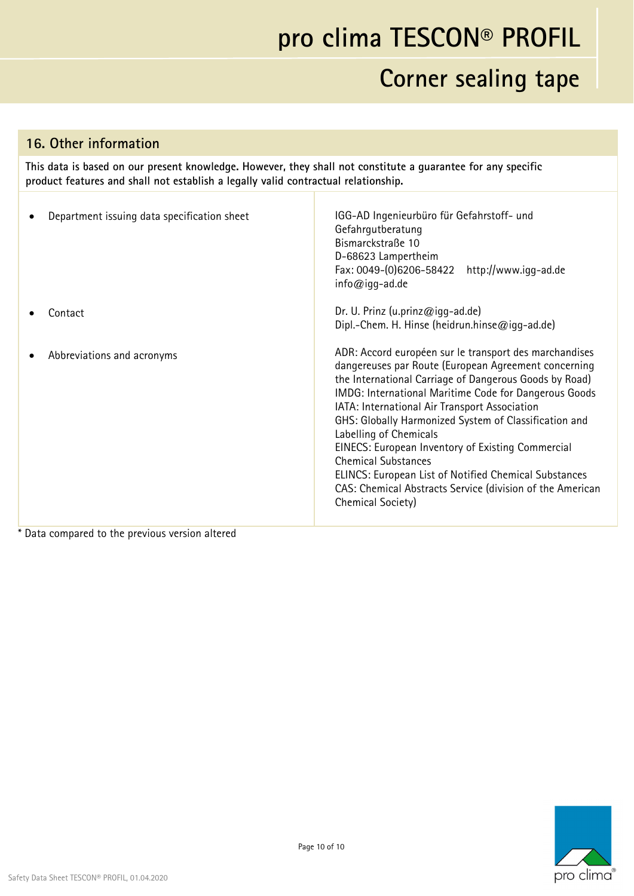## 16. Other information

**This data is based on our present knowledge. However, they shall not constitute a guarantee for any specific product features and shall not establish a legally valid contractual relationship.**

| | |
|---|---|
| • Department issuing data specification sheet | IGG-AD Ingenieurbüro für Gefahrstoff- und Gefahrgutberatung<br>Bismarckstraße 10<br>D-68623 Lampertheim<br>Fax: 0049-(0)6206-58422 http://www.igg-ad.de<br>info@igg-ad.de |
| • Contact | Dr. U. Prinz (u.prinz@igg-ad.de)<br>Dipl.-Chem. H. Hinse (heidrun.hinse@igg-ad.de) |
| • Abbreviations and acronyms | ADR: Accord européen sur le transport des marchandises dangereuses par Route (European Agreement concerning the International Carriage of Dangerous Goods by Road)<br>IMDG: International Maritime Code for Dangerous Goods<br>IATA: International Air Transport Association<br>GHS: Globally Harmonized System of Classification and Labelling of Chemicals<br>EINECS: European Inventory of Existing Commercial Chemical Substances<br>ELINCS: European List of Notified Chemical Substances<br>CAS: Chemical Abstracts Service (division of the American Chemical Society) |

* Data compared to the previous version altered